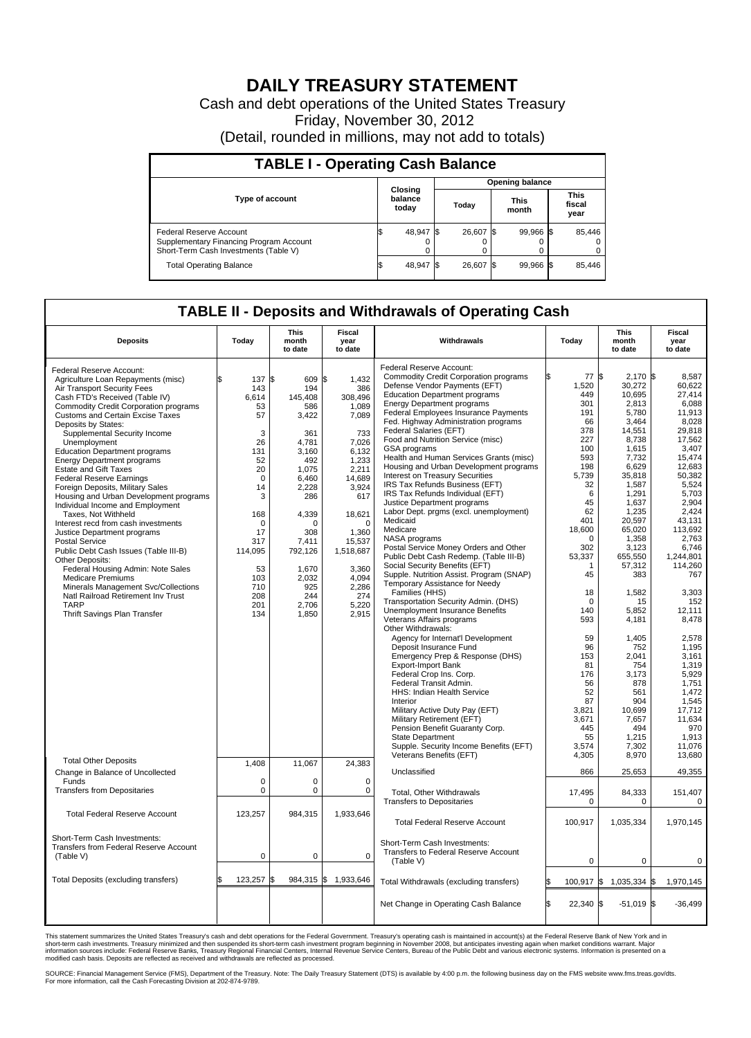# DAILY TREASURY STATEMENT

Cash and debt operations of the United States Treasury

Friday, November 30, 2012

(Detail, rounded in millions, may not add to totals)

## TABLE I - Operating Cash Balance

| Type of account | Closing balance today | Opening balance Today | Opening balance This month | Opening balance This fiscal year |
|---|---|---|---|---|
| Federal Reserve Account | $ 48,947 | $ 26,607 | $ 99,966 | $ 85,446 |
| Supplementary Financing Program Account | 0 | 0 | 0 | 0 |
| Short-Term Cash Investments (Table V) | 0 | 0 | 0 | 0 |
| Total Operating Balance | $ 48,947 | $ 26,607 | $ 99,966 | $ 85,446 |

## TABLE II - Deposits and Withdrawals of Operating Cash

| Deposits | Today | This month to date | Fiscal year to date |
|---|---|---|---|
| Federal Reserve Account: | | | |
| Agriculture Loan Repayments (misc) | $ 137 | $ 609 | $ 1,432 |
| Air Transport Security Fees | 143 | 194 | 386 |
| Cash FTD's Received (Table IV) | 6,614 | 145,408 | 308,496 |
| Commodity Credit Corporation programs | 53 | 586 | 1,089 |
| Customs and Certain Excise Taxes | 57 | 3,422 | 7,089 |
| Deposits by States: | | | |
| Supplemental Security Income | 3 | 361 | 733 |
| Unemployment | 26 | 4,781 | 7,026 |
| Education Department programs | 131 | 3,160 | 6,132 |
| Energy Department programs | 52 | 492 | 1,233 |
| Estate and Gift Taxes | 20 | 1,075 | 2,211 |
| Federal Reserve Earnings | 0 | 6,460 | 14,689 |
| Foreign Deposits, Military Sales | 14 | 2,228 | 3,924 |
| Housing and Urban Development programs | 3 | 286 | 617 |
| Individual Income and Employment Taxes, Not Withheld | 168 | 4,339 | 18,621 |
| Interest recd from cash investments | 0 | 0 | 0 |
| Justice Department programs | 17 | 308 | 1,360 |
| Postal Service | 317 | 7,411 | 15,537 |
| Public Debt Cash Issues (Table III-B) | 114,095 | 792,126 | 1,518,687 |
| Other Deposits: | | | |
| Federal Housing Admin: Note Sales | 53 | 1,670 | 3,360 |
| Medicare Premiums | 103 | 2,032 | 4,094 |
| Minerals Management Svc/Collections | 710 | 925 | 2,286 |
| Natl Railroad Retirement Inv Trust | 208 | 244 | 274 |
| TARP | 201 | 2,706 | 5,220 |
| Thrift Savings Plan Transfer | 134 | 1,850 | 2,915 |
| Total Other Deposits | 1,408 | 11,067 | 24,383 |
| Change in Balance of Uncollected Funds | 0 | 0 | 0 |
| Transfers from Depositaries | 0 | 0 | 0 |
| Total Federal Reserve Account | 123,257 | 984,315 | 1,933,646 |
| Short-Term Cash Investments: | | | |
| Transfers from Federal Reserve Account (Table V) | 0 | 0 | 0 |
| Total Deposits (excluding transfers) | $ 123,257 | $ 984,315 | $ 1,933,646 |

| Withdrawals | Today | This month to date | Fiscal year to date |
|---|---|---|---|
| Federal Reserve Account: | | | |
| Commodity Credit Corporation programs | $ 77 | $ 2,170 | $ 8,587 |
| Defense Vendor Payments (EFT) | 1,520 | 30,272 | 60,622 |
| Education Department programs | 449 | 10,695 | 27,414 |
| Energy Department programs | 301 | 2,813 | 6,088 |
| Federal Employees Insurance Payments | 191 | 5,780 | 11,913 |
| Fed. Highway Administration programs | 66 | 3,464 | 8,028 |
| Federal Salaries (EFT) | 378 | 14,551 | 29,818 |
| Food and Nutrition Service (misc) | 227 | 8,738 | 17,562 |
| GSA programs | 100 | 1,615 | 3,407 |
| Health and Human Services Grants (misc) | 593 | 7,732 | 15,474 |
| Housing and Urban Development programs | 198 | 6,629 | 12,683 |
| Interest on Treasury Securities | 5,739 | 35,818 | 50,382 |
| IRS Tax Refunds Business (EFT) | 32 | 1,587 | 5,524 |
| IRS Tax Refunds Individual (EFT) | 6 | 1,291 | 5,703 |
| Justice Department programs | 45 | 1,637 | 2,904 |
| Labor Dept. prgms (excl. unemployment) | 62 | 1,235 | 2,424 |
| Medicaid | 401 | 20,597 | 43,131 |
| Medicare | 18,600 | 65,020 | 113,692 |
| NASA programs | 0 | 1,358 | 2,763 |
| Postal Service Money Orders and Other | 302 | 3,123 | 6,746 |
| Public Debt Cash Redemp. (Table III-B) | 53,337 | 655,550 | 1,244,801 |
| Social Security Benefits (EFT) | 1 | 57,312 | 114,260 |
| Supple. Nutrition Assist. Program (SNAP) | 45 | 383 | 767 |
| Temporary Assistance for Needy Families (HHS) | 18 | 1,582 | 3,303 |
| Transportation Security Admin. (DHS) | 0 | 15 | 152 |
| Unemployment Insurance Benefits | 140 | 5,852 | 12,111 |
| Veterans Affairs programs | 593 | 4,181 | 8,478 |
| Other Withdrawals: | | | |
| Agency for Internat'l Development | 59 | 1,405 | 2,578 |
| Deposit Insurance Fund | 96 | 752 | 1,195 |
| Emergency Prep & Response (DHS) | 153 | 2,041 | 3,161 |
| Export-Import Bank | 81 | 754 | 1,319 |
| Federal Crop Ins. Corp. | 176 | 3,173 | 5,929 |
| Federal Transit Admin. | 56 | 878 | 1,751 |
| HHS: Indian Health Service | 52 | 561 | 1,472 |
| Interior | 87 | 904 | 1,545 |
| Military Active Duty Pay (EFT) | 3,821 | 10,699 | 17,712 |
| Military Retirement (EFT) | 3,671 | 7,657 | 11,634 |
| Pension Benefit Guaranty Corp. | 445 | 494 | 970 |
| State Department | 55 | 1,215 | 1,913 |
| Supple. Security Income Benefits (EFT) | 3,574 | 7,302 | 11,076 |
| Veterans Benefits (EFT) | 4,305 | 8,970 | 13,680 |
| Unclassified | 866 | 25,653 | 49,355 |
| Total, Other Withdrawals | 17,495 | 84,333 | 151,407 |
| Transfers to Depositaries | 0 | 0 | 0 |
| Total Federal Reserve Account | 100,917 | 1,035,334 | 1,970,145 |
| Short-Term Cash Investments: | | | |
| Transfers to Federal Reserve Account (Table V) | 0 | 0 | 0 |
| Total Withdrawals (excluding transfers) | $ 100,917 | $ 1,035,334 | $ 1,970,145 |
| Net Change in Operating Cash Balance | $ 22,340 | $ -51,019 | $ -36,499 |

This statement summarizes the United States Treasury's cash and debt operations for the Federal Government. Treasury's operating cash is maintained in account(s) at the Federal Reserve Bank of New York and in short-term cash investments. Treasury minimized and then suspended its short-term cash investment program beginning in November 2008, but anticipates investing again when market conditions warrant. Major information sources include: Federal Reserve Banks, Treasury Regional Financial Centers, Internal Revenue Service Centers, Bureau of the Public Debt and various electronic systems. Information is presented on a modified cash basis. Deposits are reflected as received and withdrawals are reflected as processed.

SOURCE: Financial Management Service (FMS), Department of the Treasury. Note: The Daily Treasury Statement (DTS) is available by 4:00 p.m. the following business day on the FMS website www.fms.treas.gov/dts. For more information, call the Cash Forecasting Division at 202-874-9789.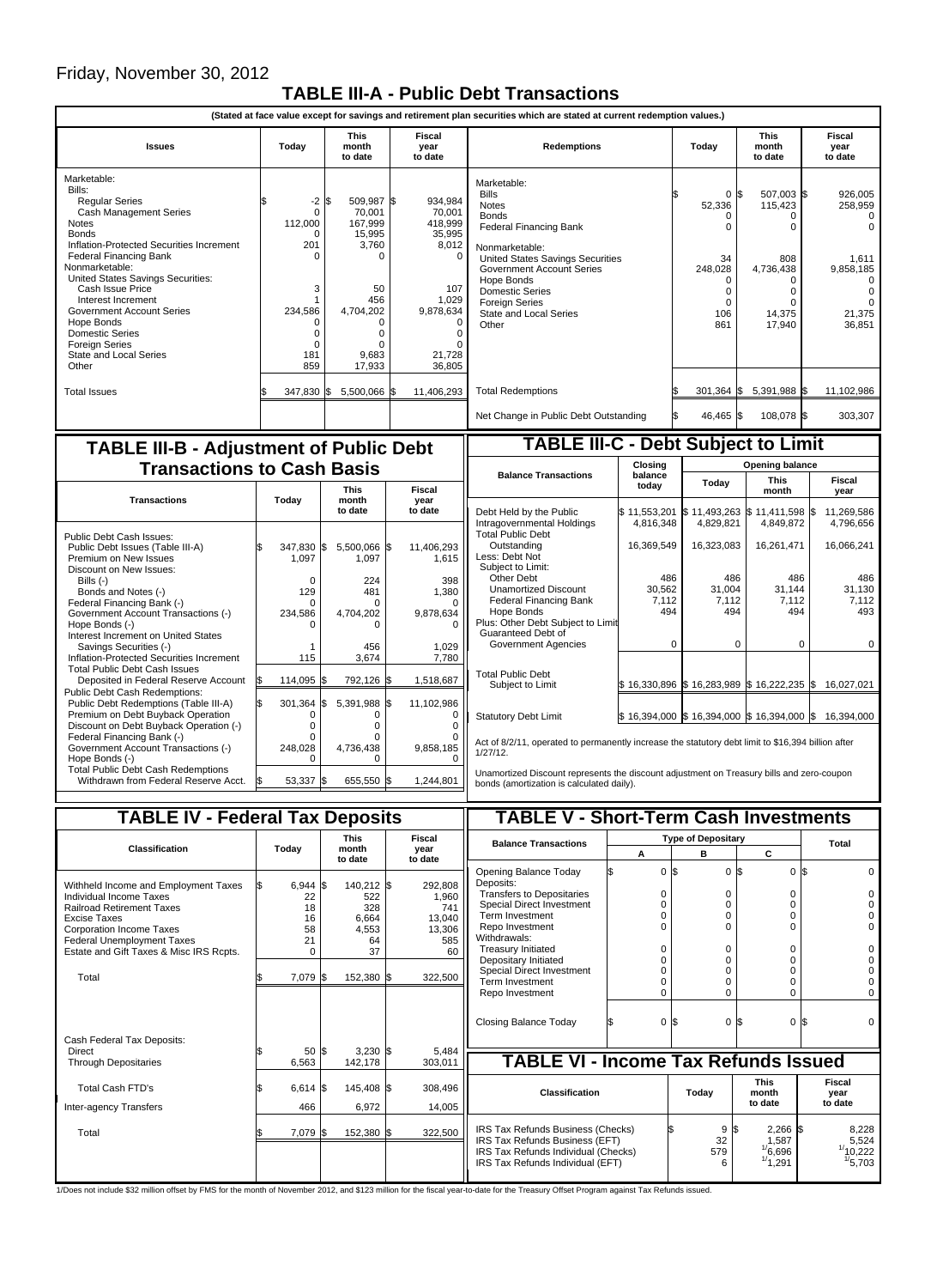Friday, November 30, 2012

# TABLE III-A - Public Debt Transactions

(Stated at face value except for savings and retirement plan securities which are stated at current redemption values.)

| Issues | Today | This month to date | Fiscal year to date |
|---|---|---|---|
| Marketable: | | | |
| Bills: | | | |
| Regular Series | $ -2 | $ 509,987 | $ 934,984 |
| Cash Management Series | 0 | 70,001 | 70,001 |
| Notes | 112,000 | 167,999 | 418,999 |
| Bonds | 0 | 15,995 | 35,995 |
| Inflation-Protected Securities Increment | 201 | 3,760 | 8,012 |
| Federal Financing Bank | 0 | 0 | 0 |
| Nonmarketable: | | | |
| United States Savings Securities: | | | |
| Cash Issue Price | 3 | 50 | 107 |
| Interest Increment | 1 | 456 | 1,029 |
| Government Account Series | 234,586 | 4,704,202 | 9,878,634 |
| Hope Bonds | 0 | 0 | 0 |
| Domestic Series | 0 | 0 | 0 |
| Foreign Series | 0 | 0 | 0 |
| State and Local Series | 181 | 9,683 | 21,728 |
| Other | 859 | 17,933 | 36,805 |
| Total Issues | $ 347,830 | $ 5,500,066 | $ 11,406,293 |

| Redemptions | Today | This month to date | Fiscal year to date |
|---|---|---|---|
| Marketable: | | | |
| Bills | $ 0 | $ 507,003 | $ 926,005 |
| Notes | 52,336 | 115,423 | 258,959 |
| Bonds | 0 | 0 | 0 |
| Federal Financing Bank | 0 | 0 | 0 |
| Nonmarketable: | | | |
| United States Savings Securities | 34 | 808 | 1,611 |
| Government Account Series | 248,028 | 4,736,438 | 9,858,185 |
| Hope Bonds | 0 | 0 | 0 |
| Domestic Series | 0 | 0 | 0 |
| Foreign Series | 0 | 0 | 0 |
| State and Local Series | 106 | 14,375 | 21,375 |
| Other | 861 | 17,940 | 36,851 |
| Total Redemptions | $ 301,364 | $ 5,391,988 | $ 11,102,986 |
| Net Change in Public Debt Outstanding | $ 46,465 | $ 108,078 | $ 303,307 |

# TABLE III-B - Adjustment of Public Debt Transactions to Cash Basis

| Transactions | Today | This month to date | Fiscal year to date |
|---|---|---|---|
| Public Debt Cash Issues: | | | |
| Public Debt Issues (Table III-A) | $ 347,830 | $ 5,500,066 | $ 11,406,293 |
| Premium on New Issues | 1,097 | 1,097 | 1,615 |
| Discount on New Issues: | | | |
| Bills (-) | 0 | 224 | 398 |
| Bonds and Notes (-) | 129 | 481 | 1,380 |
| Federal Financing Bank (-) | 0 | 0 | 0 |
| Government Account Transactions (-) | 234,586 | 4,704,202 | 9,878,634 |
| Hope Bonds (-) | 0 | 0 | 0 |
| Interest Increment on United States Savings Securities (-) | 1 | 456 | 1,029 |
| Inflation-Protected Securities Increment | 115 | 3,674 | 7,780 |
| Total Public Debt Cash Issues Deposited in Federal Reserve Account | $ 114,095 | $ 792,126 | $ 1,518,687 |
| Public Debt Cash Redemptions: | | | |
| Public Debt Redemptions (Table III-A) | $ 301,364 | $ 5,391,988 | $ 11,102,986 |
| Premium on Debt Buyback Operation | 0 | 0 | 0 |
| Discount on Debt Buyback Operation (-) | 0 | 0 | 0 |
| Federal Financing Bank (-) | 0 | 0 | 0 |
| Government Account Transactions (-) | 248,028 | 4,736,438 | 9,858,185 |
| Hope Bonds (-) | 0 | 0 | 0 |
| Total Public Debt Cash Redemptions Withdrawn from Federal Reserve Acct. | $ 53,337 | $ 655,550 | $ 1,244,801 |

# TABLE III-C - Debt Subject to Limit

| Balance Transactions | Closing balance today | Opening balance Today | Opening balance This month | Opening balance Fiscal year |
|---|---|---|---|---|
| Debt Held by the Public | $ 11,553,201 | $ 11,493,263 | $ 11,411,598 | $ 11,269,586 |
| Intragovernmental Holdings | 4,816,348 | 4,829,821 | 4,849,872 | 4,796,656 |
| Total Public Debt Outstanding | 16,369,549 | 16,323,083 | 16,261,471 | 16,066,241 |
| Less: Debt Not Subject to Limit: | | | | |
| Other Debt | 486 | 486 | 486 | 486 |
| Unamortized Discount | 30,562 | 31,004 | 31,144 | 31,130 |
| Federal Financing Bank | 7,112 | 7,112 | 7,112 | 7,112 |
| Hope Bonds | 494 | 494 | 494 | 493 |
| Plus: Other Debt Subject to Limit | | | | |
| Guaranteed Debt of Government Agencies | 0 | 0 | 0 | 0 |
| Total Public Debt Subject to Limit | $ 16,330,896 | $ 16,283,989 | $ 16,222,235 | $ 16,027,021 |
| Statutory Debt Limit | $ 16,394,000 | $ 16,394,000 | $ 16,394,000 | $ 16,394,000 |

Act of 8/2/11, operated to permanently increase the statutory debt limit to $16,394 billion after 1/27/12.

Unamortized Discount represents the discount adjustment on Treasury bills and zero-coupon bonds (amortization is calculated daily).

# TABLE IV - Federal Tax Deposits

| Classification | Today | This month to date | Fiscal year to date |
|---|---|---|---|
| Withheld Income and Employment Taxes | $ 6,944 | $ 140,212 | $ 292,808 |
| Individual Income Taxes | 22 | 522 | 1,960 |
| Railroad Retirement Taxes | 18 | 328 | 741 |
| Excise Taxes | 16 | 6,664 | 13,040 |
| Corporation Income Taxes | 58 | 4,553 | 13,306 |
| Federal Unemployment Taxes | 21 | 64 | 585 |
| Estate and Gift Taxes & Misc IRS Rcpts. | 0 | 37 | 60 |
| Total | $ 7,079 | $ 152,380 | $ 322,500 |
| Cash Federal Tax Deposits: | | | |
| Direct | $ 50 | $ 3,230 | $ 5,484 |
| Through Depositaries | 6,563 | 142,178 | 303,011 |
| Total Cash FTD's | $ 6,614 | $ 145,408 | $ 308,496 |
| Inter-agency Transfers | 466 | 6,972 | 14,005 |
| Total | $ 7,079 | $ 152,380 | $ 322,500 |

# TABLE V - Short-Term Cash Investments

| Balance Transactions | Type of Depositary A | Type of Depositary B | Type of Depositary C | Total |
|---|---|---|---|---|
| Opening Balance Today | $ 0 | $ 0 | $ 0 | $ 0 |
| Deposits: | | | | |
| Transfers to Depositaries | 0 | 0 | 0 | 0 |
| Special Direct Investment | 0 | 0 | 0 | 0 |
| Term Investment | 0 | 0 | 0 | 0 |
| Repo Investment | 0 | 0 | 0 | 0 |
| Withdrawals: | | | | |
| Treasury Initiated | 0 | 0 | 0 | 0 |
| Depositary Initiated | 0 | 0 | 0 | 0 |
| Special Direct Investment | 0 | 0 | 0 | 0 |
| Term Investment | 0 | 0 | 0 | 0 |
| Repo Investment | 0 | 0 | 0 | 0 |
| Closing Balance Today | $ 0 | $ 0 | $ 0 | $ 0 |

# TABLE VI - Income Tax Refunds Issued

| Classification | Today | This month to date | Fiscal year to date |
|---|---|---|---|
| IRS Tax Refunds Business (Checks) | $ 9 | $ 2,266 | $ 8,228 |
| IRS Tax Refunds Business (EFT) | 32 | 1,587 | 5,524 |
| IRS Tax Refunds Individual (Checks) | 579 | [1/] 6,696 | [1/] 10,222 |
| IRS Tax Refunds Individual (EFT) | 6 | [1/] 1,291 | [1/] 5,703 |

1/Does not include $32 million offset by FMS for the month of November 2012, and $123 million for the fiscal year-to-date for the Treasury Offset Program against Tax Refunds issued.